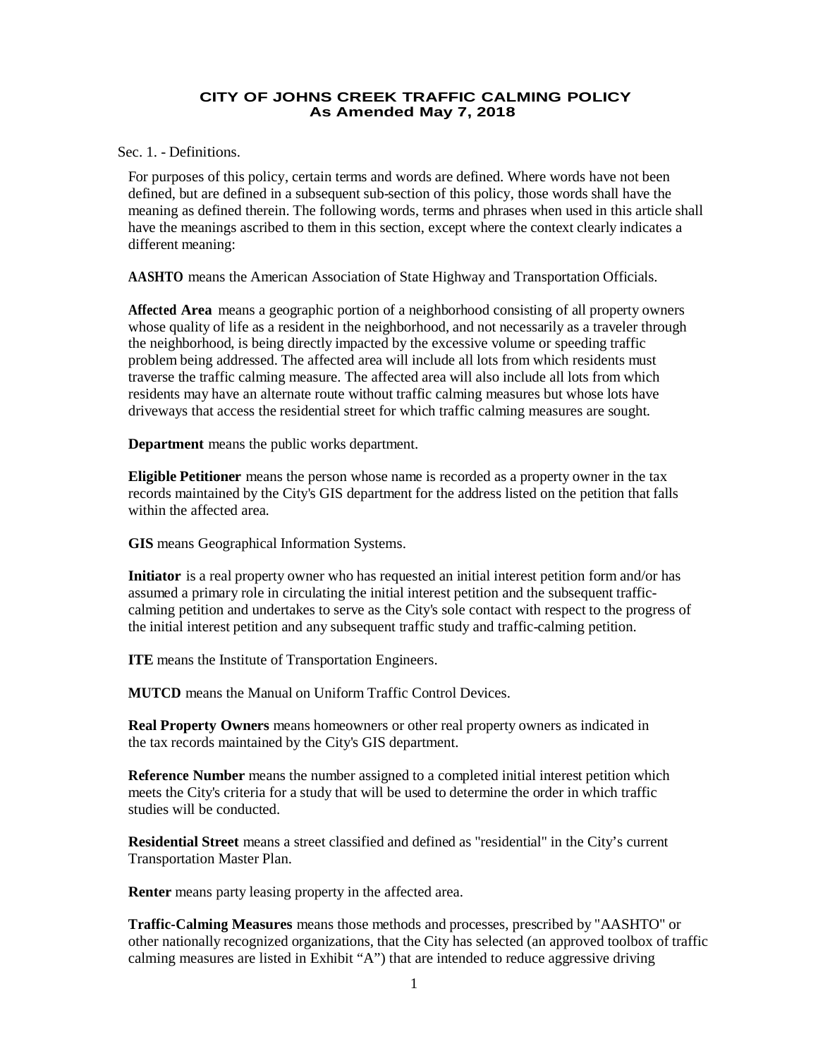# CITY OF JOHNS CREEK TRAFFIC CALMING POLICY
## As Amended May 7, 2018

Sec. 1. - Definitions.

For purposes of this policy, certain terms and words are defined. Where words have not been defined, but are defined in a subsequent sub-section of this policy, those words shall have the meaning as defined therein. The following words, terms and phrases when used in this article shall have the meanings ascribed to them in this section, except where the context clearly indicates a different meaning:

**AASHTO** means the American Association of State Highway and Transportation Officials.

**Affected Area** means a geographic portion of a neighborhood consisting of all property owners whose quality of life as a resident in the neighborhood, and not necessarily as a traveler through the neighborhood, is being directly impacted by the excessive volume or speeding traffic problem being addressed. The affected area will include all lots from which residents must traverse the traffic calming measure. The affected area will also include all lots from which residents may have an alternate route without traffic calming measures but whose lots have driveways that access the residential street for which traffic calming measures are sought.

**Department** means the public works department.

**Eligible Petitioner** means the person whose name is recorded as a property owner in the tax records maintained by the City's GIS department for the address listed on the petition that falls within the affected area.

**GIS** means Geographical Information Systems.

**Initiator** is a real property owner who has requested an initial interest petition form and/or has assumed a primary role in circulating the initial interest petition and the subsequent traffic-calming petition and undertakes to serve as the City's sole contact with respect to the progress of the initial interest petition and any subsequent traffic study and traffic-calming petition.

**ITE** means the Institute of Transportation Engineers.

**MUTCD** means the Manual on Uniform Traffic Control Devices.

**Real Property Owners** means homeowners or other real property owners as indicated in the tax records maintained by the City's GIS department.

**Reference Number** means the number assigned to a completed initial interest petition which meets the City's criteria for a study that will be used to determine the order in which traffic studies will be conducted.

**Residential Street** means a street classified and defined as "residential" in the City's current Transportation Master Plan.

**Renter** means party leasing property in the affected area.

**Traffic-Calming Measures** means those methods and processes, prescribed by "AASHTO" or other nationally recognized organizations, that the City has selected (an approved toolbox of traffic calming measures are listed in Exhibit "A") that are intended to reduce aggressive driving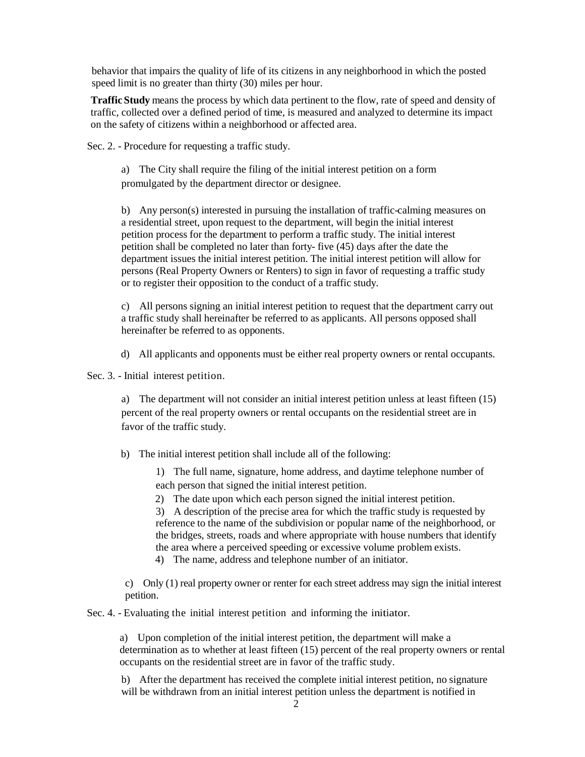behavior that impairs the quality of life of its citizens in any neighborhood in which the posted speed limit is no greater than thirty (30) miles per hour.

**Traffic Study** means the process by which data pertinent to the flow, rate of speed and density of traffic, collected over a defined period of time, is measured and analyzed to determine its impact on the safety of citizens within a neighborhood or affected area.

Sec. 2. - Procedure for requesting a traffic study.

a) The City shall require the filing of the initial interest petition on a form promulgated by the department director or designee.

b) Any person(s) interested in pursuing the installation of traffic-calming measures on a residential street, upon request to the department, will begin the initial interest petition process for the department to perform a traffic study. The initial interest petition shall be completed no later than forty- five (45) days after the date the department issues the initial interest petition. The initial interest petition will allow for persons (Real Property Owners or Renters) to sign in favor of requesting a traffic study or to register their opposition to the conduct of a traffic study.

c) All persons signing an initial interest petition to request that the department carry out a traffic study shall hereinafter be referred to as applicants. All persons opposed shall hereinafter be referred to as opponents.

d) All applicants and opponents must be either real property owners or rental occupants.

Sec. 3. - Initial interest petition.

a) The department will not consider an initial interest petition unless at least fifteen (15) percent of the real property owners or rental occupants on the residential street are in favor of the traffic study.

b) The initial interest petition shall include all of the following:

1) The full name, signature, home address, and daytime telephone number of each person that signed the initial interest petition.
2) The date upon which each person signed the initial interest petition.
3) A description of the precise area for which the traffic study is requested by reference to the name of the subdivision or popular name of the neighborhood, or the bridges, streets, roads and where appropriate with house numbers that identify the area where a perceived speeding or excessive volume problem exists.
4) The name, address and telephone number of an initiator.

c) Only (1) real property owner or renter for each street address may sign the initial interest petition.

Sec. 4. - Evaluating the initial interest petition and informing the initiator.

a) Upon completion of the initial interest petition, the department will make a determination as to whether at least fifteen (15) percent of the real property owners or rental occupants on the residential street are in favor of the traffic study.

b) After the department has received the complete initial interest petition, no signature will be withdrawn from an initial interest petition unless the department is notified in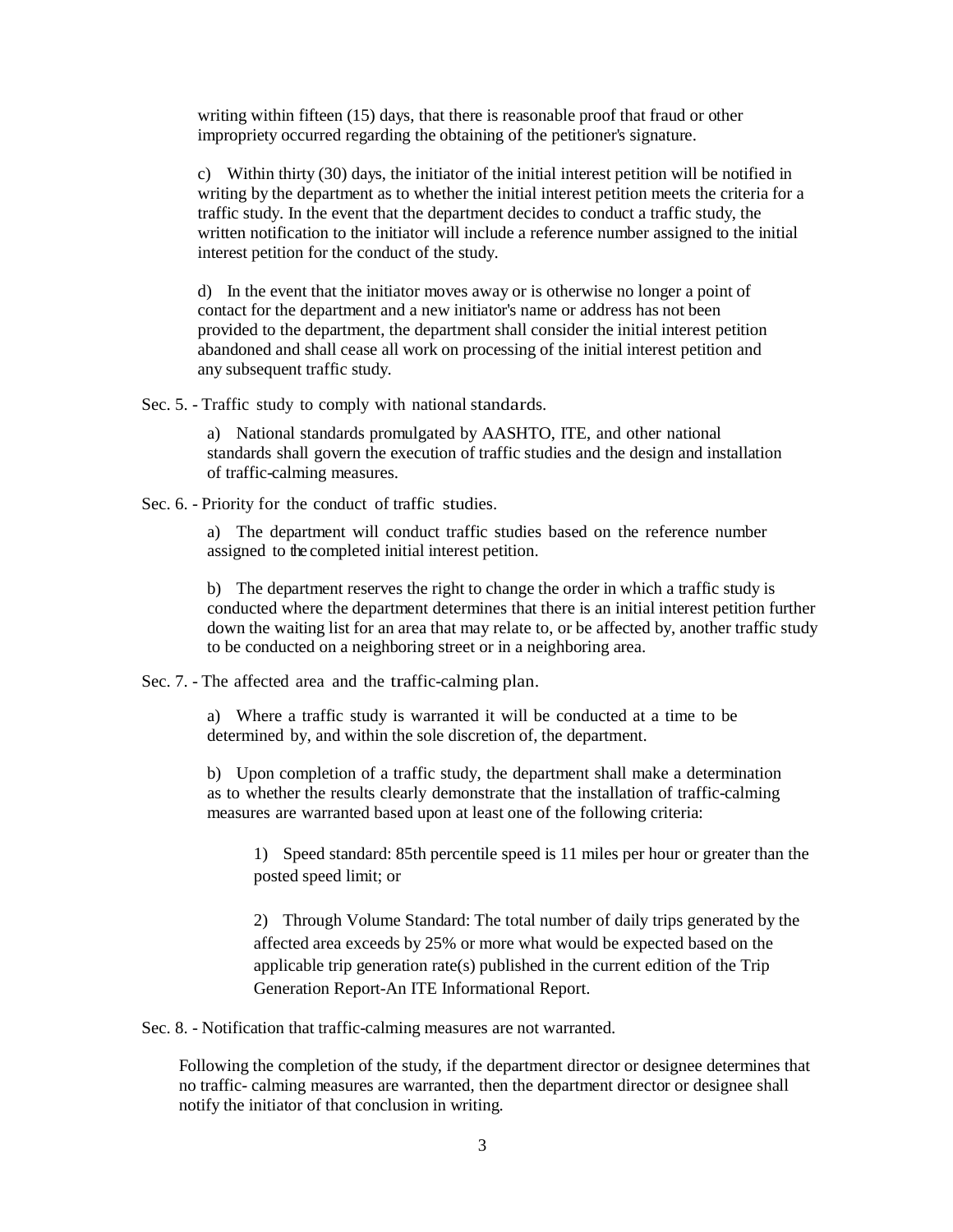writing within fifteen (15) days, that there is reasonable proof that fraud or other impropriety occurred regarding the obtaining of the petitioner's signature.

c) Within thirty (30) days, the initiator of the initial interest petition will be notified in writing by the department as to whether the initial interest petition meets the criteria for a traffic study. In the event that the department decides to conduct a traffic study, the written notification to the initiator will include a reference number assigned to the initial interest petition for the conduct of the study.

d) In the event that the initiator moves away or is otherwise no longer a point of contact for the department and a new initiator's name or address has not been provided to the department, the department shall consider the initial interest petition abandoned and shall cease all work on processing of the initial interest petition and any subsequent traffic study.

Sec. 5. - Traffic study to comply with national standards.

a) National standards promulgated by AASHTO, ITE, and other national standards shall govern the execution of traffic studies and the design and installation of traffic-calming measures.

Sec. 6. - Priority for the conduct of traffic studies.

a) The department will conduct traffic studies based on the reference number assigned to the completed initial interest petition.

b) The department reserves the right to change the order in which a traffic study is conducted where the department determines that there is an initial interest petition further down the waiting list for an area that may relate to, or be affected by, another traffic study to be conducted on a neighboring street or in a neighboring area.

Sec. 7. - The affected area and the traffic-calming plan.

a) Where a traffic study is warranted it will be conducted at a time to be determined by, and within the sole discretion of, the department.

b) Upon completion of a traffic study, the department shall make a determination as to whether the results clearly demonstrate that the installation of traffic-calming measures are warranted based upon at least one of the following criteria:

1) Speed standard: 85th percentile speed is 11 miles per hour or greater than the posted speed limit; or

2) Through Volume Standard: The total number of daily trips generated by the affected area exceeds by 25% or more what would be expected based on the applicable trip generation rate(s) published in the current edition of the Trip Generation Report-An ITE Informational Report.

Sec. 8. - Notification that traffic-calming measures are not warranted.

Following the completion of the study, if the department director or designee determines that no traffic- calming measures are warranted, then the department director or designee shall notify the initiator of that conclusion in writing.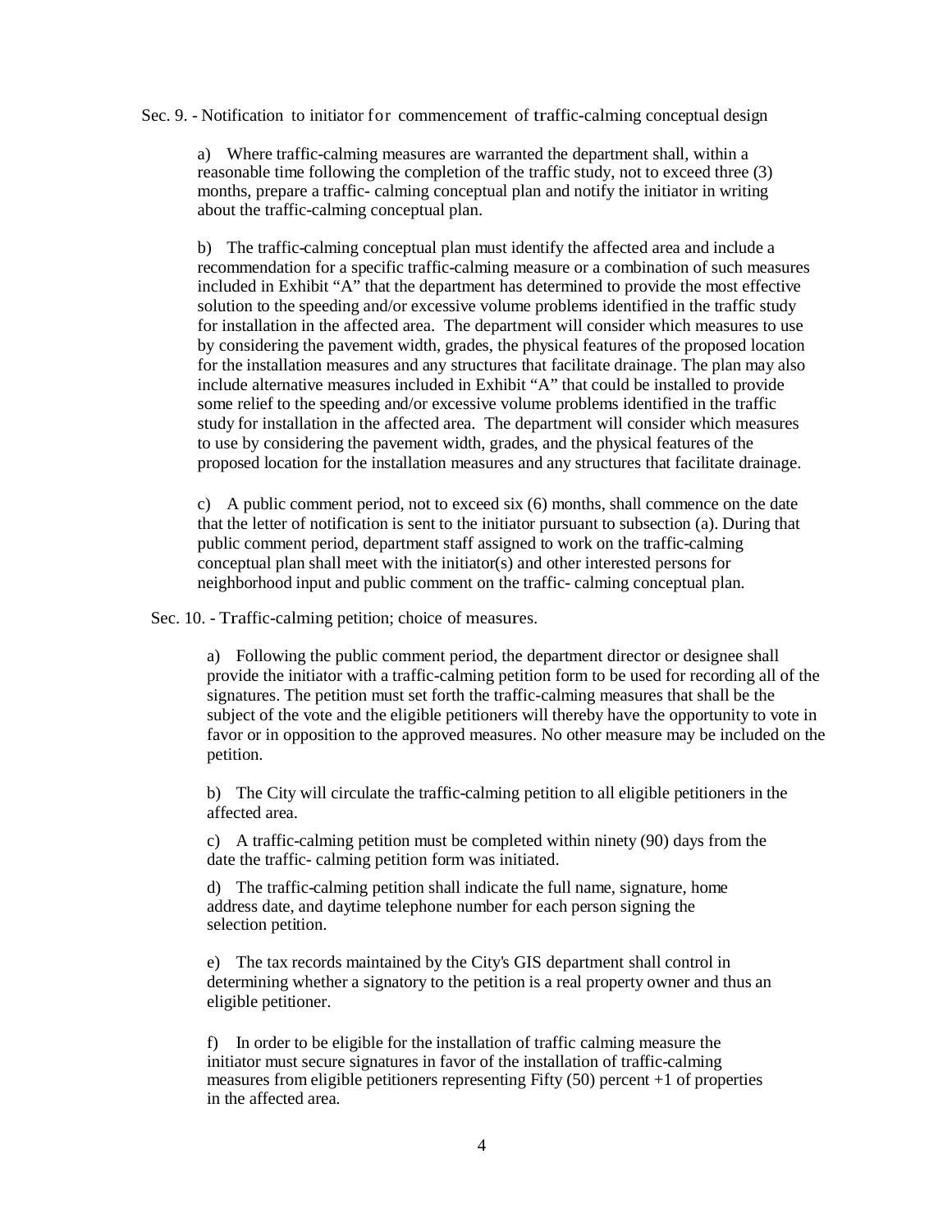Sec. 9. - Notification to initiator for commencement of traffic-calming conceptual design

a) Where traffic-calming measures are warranted the department shall, within a reasonable time following the completion of the traffic study, not to exceed three (3) months, prepare a traffic- calming conceptual plan and notify the initiator in writing about the traffic-calming conceptual plan.

b) The traffic-calming conceptual plan must identify the affected area and include a recommendation for a specific traffic-calming measure or a combination of such measures included in Exhibit "A" that the department has determined to provide the most effective solution to the speeding and/or excessive volume problems identified in the traffic study for installation in the affected area. The department will consider which measures to use by considering the pavement width, grades, the physical features of the proposed location for the installation measures and any structures that facilitate drainage. The plan may also include alternative measures included in Exhibit "A" that could be installed to provide some relief to the speeding and/or excessive volume problems identified in the traffic study for installation in the affected area. The department will consider which measures to use by considering the pavement width, grades, and the physical features of the proposed location for the installation measures and any structures that facilitate drainage.

c) A public comment period, not to exceed six (6) months, shall commence on the date that the letter of notification is sent to the initiator pursuant to subsection (a). During that public comment period, department staff assigned to work on the traffic-calming conceptual plan shall meet with the initiator(s) and other interested persons for neighborhood input and public comment on the traffic- calming conceptual plan.

Sec. 10. - Traffic-calming petition; choice of measures.

a) Following the public comment period, the department director or designee shall provide the initiator with a traffic-calming petition form to be used for recording all of the signatures. The petition must set forth the traffic-calming measures that shall be the subject of the vote and the eligible petitioners will thereby have the opportunity to vote in favor or in opposition to the approved measures. No other measure may be included on the petition.

b) The City will circulate the traffic-calming petition to all eligible petitioners in the affected area.

c) A traffic-calming petition must be completed within ninety (90) days from the date the traffic- calming petition form was initiated.

d) The traffic-calming petition shall indicate the full name, signature, home address date, and daytime telephone number for each person signing the selection petition.

e) The tax records maintained by the City's GIS department shall control in determining whether a signatory to the petition is a real property owner and thus an eligible petitioner.

f) In order to be eligible for the installation of traffic calming measure the initiator must secure signatures in favor of the installation of traffic-calming measures from eligible petitioners representing Fifty (50) percent +1 of properties in the affected area.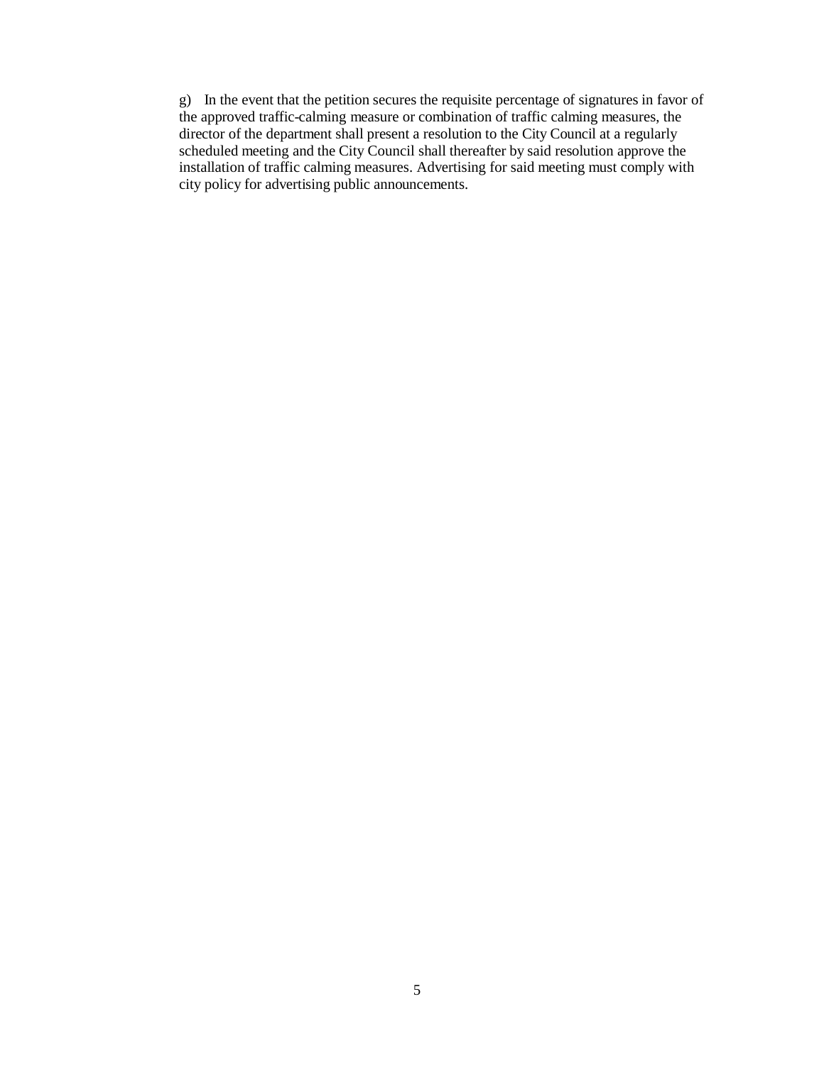g) In the event that the petition secures the requisite percentage of signatures in favor of the approved traffic-calming measure or combination of traffic calming measures, the director of the department shall present a resolution to the City Council at a regularly scheduled meeting and the City Council shall thereafter by said resolution approve the installation of traffic calming measures. Advertising for said meeting must comply with city policy for advertising public announcements.